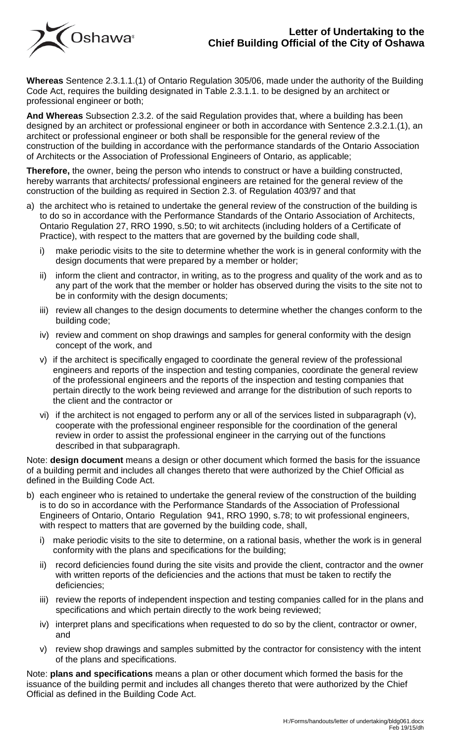# Letter of Undertaking to the Chief Building Official of the City of Oshawa

**Whereas** Sentence 2.3.1.1.(1) of Ontario Regulation 305/06, made under the authority of the Building Code Act, requires the building designated in Table 2.3.1.1. to be designed by an architect or professional engineer or both;

**And Whereas** Subsection 2.3.2. of the said Regulation provides that, where a building has been designed by an architect or professional engineer or both in accordance with Sentence 2.3.2.1.(1), an architect or professional engineer or both shall be responsible for the general review of the construction of the building in accordance with the performance standards of the Ontario Association of Architects or the Association of Professional Engineers of Ontario, as applicable;

**Therefore,** the owner, being the person who intends to construct or have a building constructed, hereby warrants that architects/ professional engineers are retained for the general review of the construction of the building as required in Section 2.3. of Regulation 403/97 and that

a) the architect who is retained to undertake the general review of the construction of the building is to do so in accordance with the Performance Standards of the Ontario Association of Architects, Ontario Regulation 27, RRO 1990, s.50; to wit architects (including holders of a Certificate of Practice), with respect to the matters that are governed by the building code shall,

   i) make periodic visits to the site to determine whether the work is in general conformity with the design documents that were prepared by a member or holder;

   ii) inform the client and contractor, in writing, as to the progress and quality of the work and as to any part of the work that the member or holder has observed during the visits to the site not to be in conformity with the design documents;

   iii) review all changes to the design documents to determine whether the changes conform to the building code;

   iv) review and comment on shop drawings and samples for general conformity with the design concept of the work, and

   v) if the architect is specifically engaged to coordinate the general review of the professional engineers and reports of the inspection and testing companies, coordinate the general review of the professional engineers and the reports of the inspection and testing companies that pertain directly to the work being reviewed and arrange for the distribution of such reports to the client and the contractor or

   vi) if the architect is not engaged to perform any or all of the services listed in subparagraph (v), cooperate with the professional engineer responsible for the coordination of the general review in order to assist the professional engineer in the carrying out of the functions described in that subparagraph.

Note: **design document** means a design or other document which formed the basis for the issuance of a building permit and includes all changes thereto that were authorized by the Chief Official as defined in the Building Code Act.

b) each engineer who is retained to undertake the general review of the construction of the building is to do so in accordance with the Performance Standards of the Association of Professional Engineers of Ontario, Ontario Regulation 941, RRO 1990, s.78; to wit professional engineers, with respect to matters that are governed by the building code, shall,

   i) make periodic visits to the site to determine, on a rational basis, whether the work is in general conformity with the plans and specifications for the building;

   ii) record deficiencies found during the site visits and provide the client, contractor and the owner with written reports of the deficiencies and the actions that must be taken to rectify the deficiencies;

   iii) review the reports of independent inspection and testing companies called for in the plans and specifications and which pertain directly to the work being reviewed;

   iv) interpret plans and specifications when requested to do so by the client, contractor or owner, and

   v) review shop drawings and samples submitted by the contractor for consistency with the intent of the plans and specifications.

Note: **plans and specifications** means a plan or other document which formed the basis for the issuance of the building permit and includes all changes thereto that were authorized by the Chief Official as defined in the Building Code Act.

H:/Forms/handouts/letter of undertaking/bldg061.docx
Feb 19/15/dh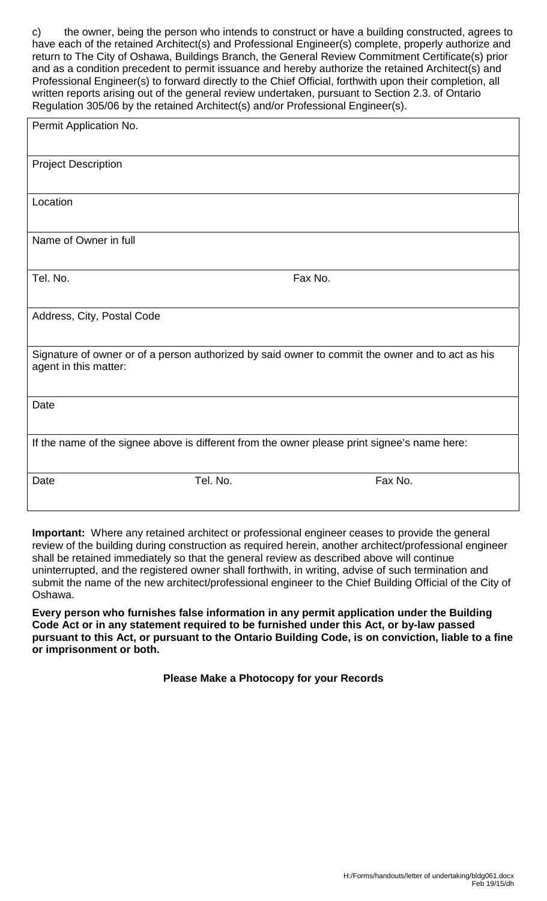c) the owner, being the person who intends to construct or have a building constructed, agrees to have each of the retained Architect(s) and Professional Engineer(s) complete, properly authorize and return to The City of Oshawa, Buildings Branch, the General Review Commitment Certificate(s) prior and as a condition precedent to permit issuance and hereby authorize the retained Architect(s) and Professional Engineer(s) to forward directly to the Chief Official, forthwith upon their completion, all written reports arising out of the general review undertaken, pursuant to Section 2.3. of Ontario Regulation 305/06 by the retained Architect(s) and/or Professional Engineer(s).

| | | |
|---|---|---|
| Permit Application No. | | |
| Project Description | | |
| Location | | |
| Name of Owner in full | | |
| Tel. No. | | Fax No. |
| Address, City, Postal Code | | |
| Signature of owner or of a person authorized by said owner to commit the owner and to act as his agent in this matter: | | |
| Date | | |
| If the name of the signee above is different from the owner please print signee's name here: | | |
| Date | Tel. No. | Fax No. |

**Important:** Where any retained architect or professional engineer ceases to provide the general review of the building during construction as required herein, another architect/professional engineer shall be retained immediately so that the general review as described above will continue uninterrupted, and the registered owner shall forthwith, in writing, advise of such termination and submit the name of the new architect/professional engineer to the Chief Building Official of the City of Oshawa.

**Every person who furnishes false information in any permit application under the Building Code Act or in any statement required to be furnished under this Act, or by-law passed pursuant to this Act, or pursuant to the Ontario Building Code, is on conviction, liable to a fine or imprisonment or both.**

**Please Make a Photocopy for your Records**

H:/Forms/handouts/letter of undertaking/bldg061.docx
Feb 19/15/dh